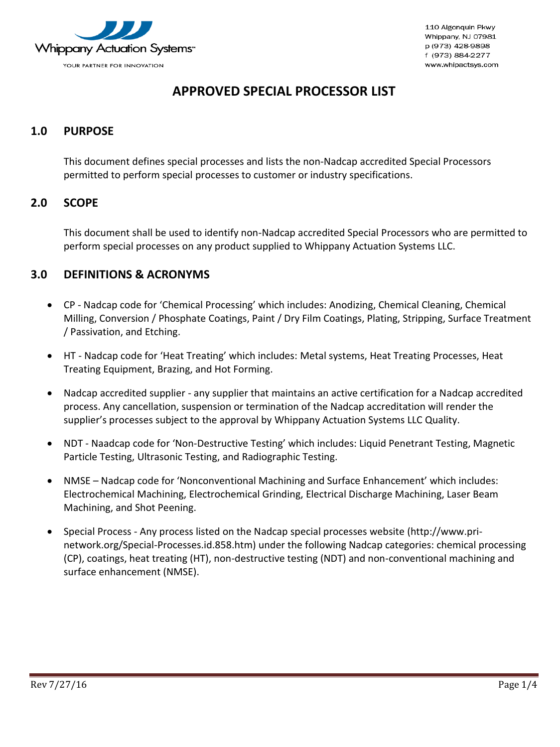Whippany Actuation Systems™

YOUR PARTNER FOR INNOVATION

110 Algonquin Pkwy
Whippany, NJ 07981
p (973) 428-9898
f (973) 884-2277
www.whipactsys.com

# APPROVED SPECIAL PROCESSOR LIST

## 1.0 PURPOSE

This document defines special processes and lists the non-Nadcap accredited Special Processors permitted to perform special processes to customer or industry specifications.

## 2.0 SCOPE

This document shall be used to identify non-Nadcap accredited Special Processors who are permitted to perform special processes on any product supplied to Whippany Actuation Systems LLC.

## 3.0 DEFINITIONS & ACRONYMS

- CP - Nadcap code for 'Chemical Processing' which includes: Anodizing, Chemical Cleaning, Chemical Milling, Conversion / Phosphate Coatings, Paint / Dry Film Coatings, Plating, Stripping, Surface Treatment / Passivation, and Etching.
- HT - Nadcap code for 'Heat Treating' which includes: Metal systems, Heat Treating Processes, Heat Treating Equipment, Brazing, and Hot Forming.
- Nadcap accredited supplier - any supplier that maintains an active certification for a Nadcap accredited process. Any cancellation, suspension or termination of the Nadcap accreditation will render the supplier's processes subject to the approval by Whippany Actuation Systems LLC Quality.
- NDT - Naadcap code for 'Non-Destructive Testing' which includes: Liquid Penetrant Testing, Magnetic Particle Testing, Ultrasonic Testing, and Radiographic Testing.
- NMSE – Nadcap code for 'Nonconventional Machining and Surface Enhancement' which includes: Electrochemical Machining, Electrochemical Grinding, Electrical Discharge Machining, Laser Beam Machining, and Shot Peening.
- Special Process - Any process listed on the Nadcap special processes website (http://www.pri-network.org/Special-Processes.id.858.htm) under the following Nadcap categories: chemical processing (CP), coatings, heat treating (HT), non-destructive testing (NDT) and non-conventional machining and surface enhancement (NMSE).

Rev 7/27/16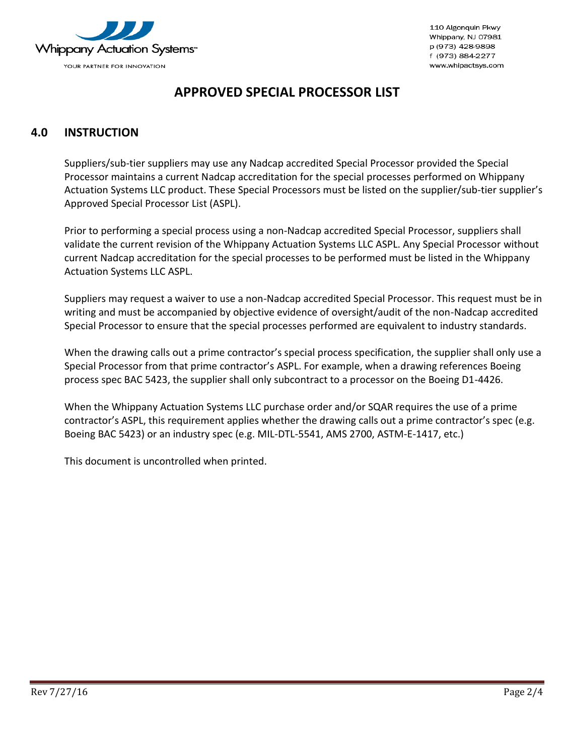# APPROVED SPECIAL PROCESSOR LIST

## 4.0 INSTRUCTION

Suppliers/sub-tier suppliers may use any Nadcap accredited Special Processor provided the Special Processor maintains a current Nadcap accreditation for the special processes performed on Whippany Actuation Systems LLC product. These Special Processors must be listed on the supplier/sub-tier supplier's Approved Special Processor List (ASPL).

Prior to performing a special process using a non-Nadcap accredited Special Processor, suppliers shall validate the current revision of the Whippany Actuation Systems LLC ASPL. Any Special Processor without current Nadcap accreditation for the special processes to be performed must be listed in the Whippany Actuation Systems LLC ASPL.

Suppliers may request a waiver to use a non-Nadcap accredited Special Processor. This request must be in writing and must be accompanied by objective evidence of oversight/audit of the non-Nadcap accredited Special Processor to ensure that the special processes performed are equivalent to industry standards.

When the drawing calls out a prime contractor's special process specification, the supplier shall only use a Special Processor from that prime contractor's ASPL. For example, when a drawing references Boeing process spec BAC 5423, the supplier shall only subcontract to a processor on the Boeing D1-4426.

When the Whippany Actuation Systems LLC purchase order and/or SQAR requires the use of a prime contractor's ASPL, this requirement applies whether the drawing calls out a prime contractor's spec (e.g. Boeing BAC 5423) or an industry spec (e.g. MIL-DTL-5541, AMS 2700, ASTM-E-1417, etc.)

This document is uncontrolled when printed.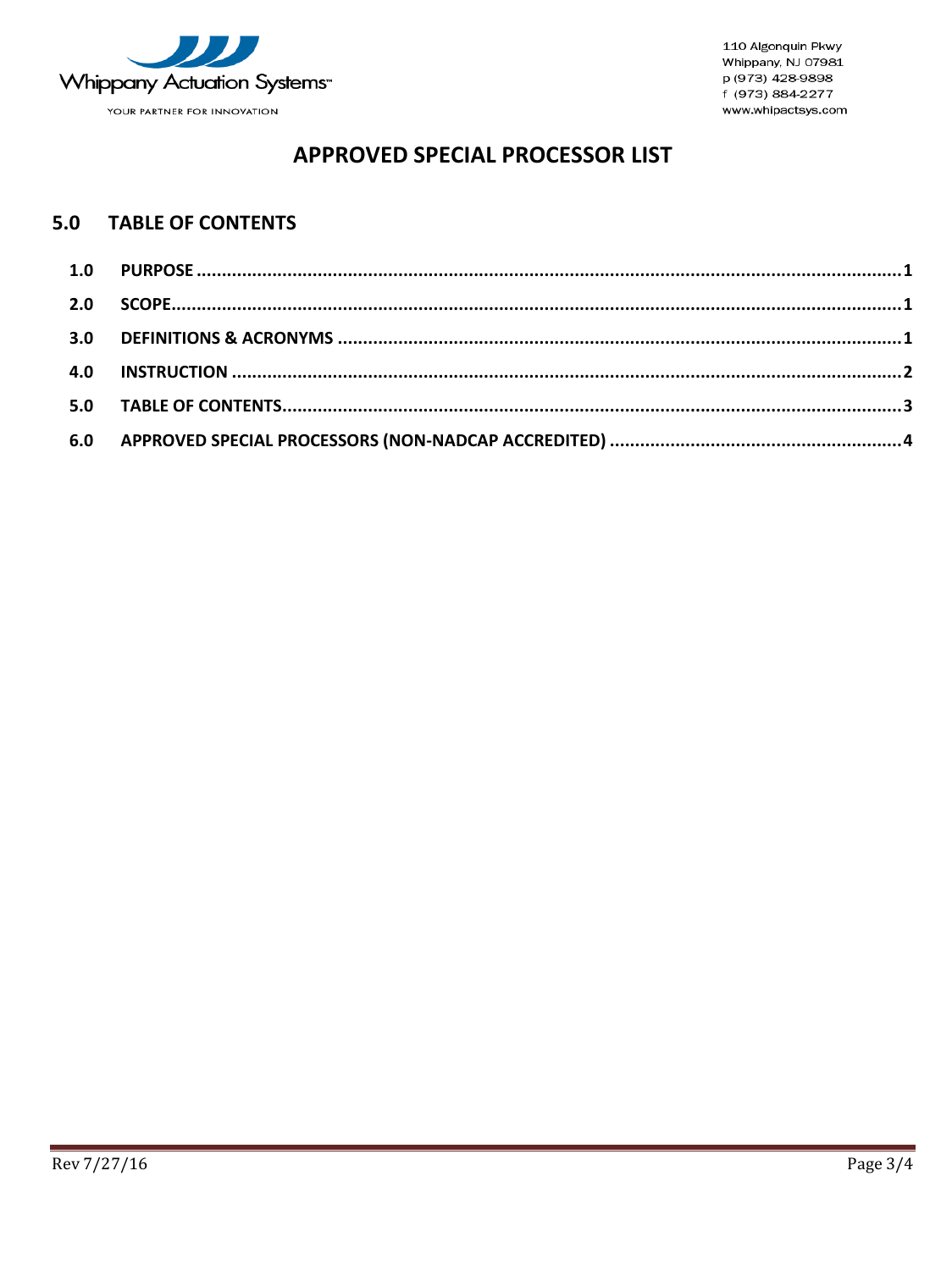# APPROVED SPECIAL PROCESSOR LIST

## 5.0 TABLE OF CONTENTS

| | | |
|---|---|---|
| 1.0 | PURPOSE | 1 |
| 2.0 | SCOPE | 1 |
| 3.0 | DEFINITIONS & ACRONYMS | 1 |
| 4.0 | INSTRUCTION | 2 |
| 5.0 | TABLE OF CONTENTS | 3 |
| 6.0 | APPROVED SPECIAL PROCESSORS (NON-NADCAP ACCREDITED) | 4 |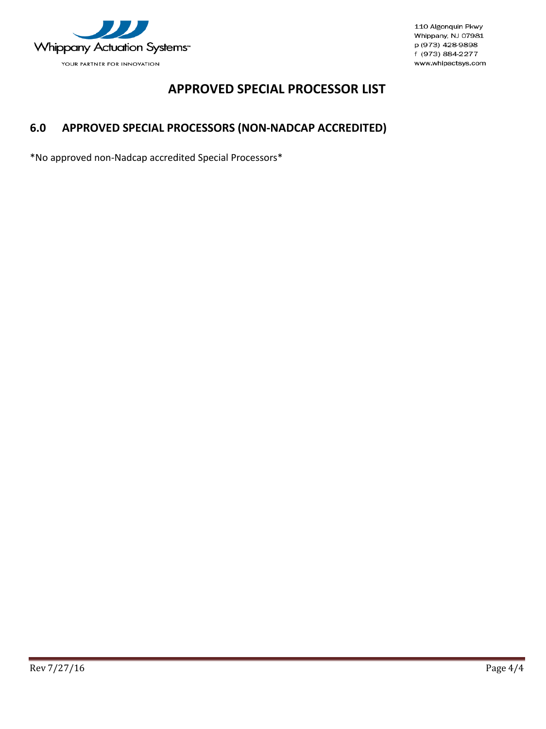# APPROVED SPECIAL PROCESSOR LIST

## 6.0 APPROVED SPECIAL PROCESSORS (NON-NADCAP ACCREDITED)

*No approved non-Nadcap accredited Special Processors*